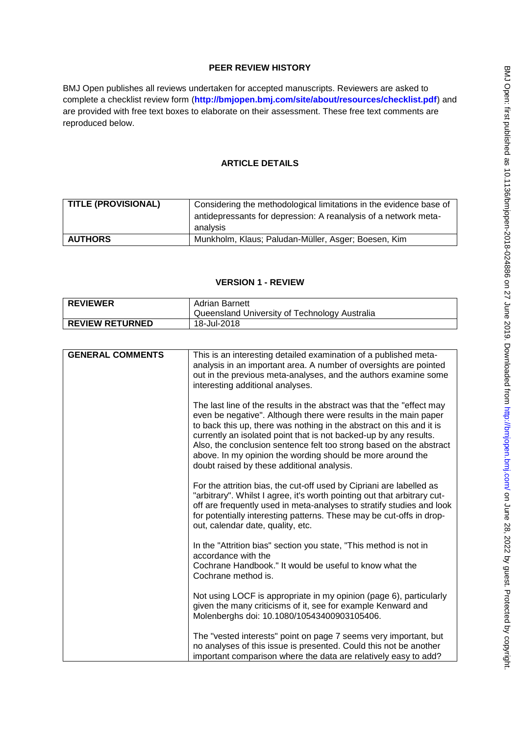# PEER REVIEW HISTORY

BMJ Open publishes all reviews undertaken for accepted manuscripts. Reviewers are asked to complete a checklist review form (**http://bmjopen.bmj.com/site/about/resources/checklist.pdf**) and are provided with free text boxes to elaborate on their assessment. These free text comments are reproduced below.

## ARTICLE DETAILS

| TITLE (PROVISIONAL) | Considering the methodological limitations in the evidence base of antidepressants for depression: A reanalysis of a network meta-analysis |
|---|---|
| AUTHORS | Munkholm, Klaus; Paludan-Müller, Asger; Boesen, Kim |

## VERSION 1 - REVIEW

| REVIEWER | Adrian Barnett<br>Queensland University of Technology Australia |
|---|---|
| REVIEW RETURNED | 18-Jul-2018 |

| GENERAL COMMENTS | This is an interesting detailed examination of a published meta-analysis in an important area. A number of oversights are pointed out in the previous meta-analyses, and the authors examine some interesting additional analyses.<br><br>The last line of the results in the abstract was that the "effect may even be negative". Although there were results in the main paper to back this up, there was nothing in the abstract on this and it is currently an isolated point that is not backed-up by any results. Also, the conclusion sentence felt too strong based on the abstract above. In my opinion the wording should be more around the doubt raised by these additional analysis.<br><br>For the attrition bias, the cut-off used by Cipriani are labelled as "arbitrary". Whilst I agree, it's worth pointing out that arbitrary cut-off are frequently used in meta-analyses to stratify studies and look for potentially interesting patterns. These may be cut-offs in drop-out, calendar date, quality, etc.<br><br>In the "Attrition bias" section you state, "This method is not in accordance with the Cochrane Handbook." It would be useful to know what the Cochrane method is.<br><br>Not using LOCF is appropriate in my opinion (page 6), particularly given the many criticisms of it, see for example Kenward and Molenberghs doi: 10.1080/10543400903105406.<br><br>The "vested interests" point on page 7 seems very important, but no analyses of this issue is presented. Could this not be another important comparison where the data are relatively easy to add? |
|---|---|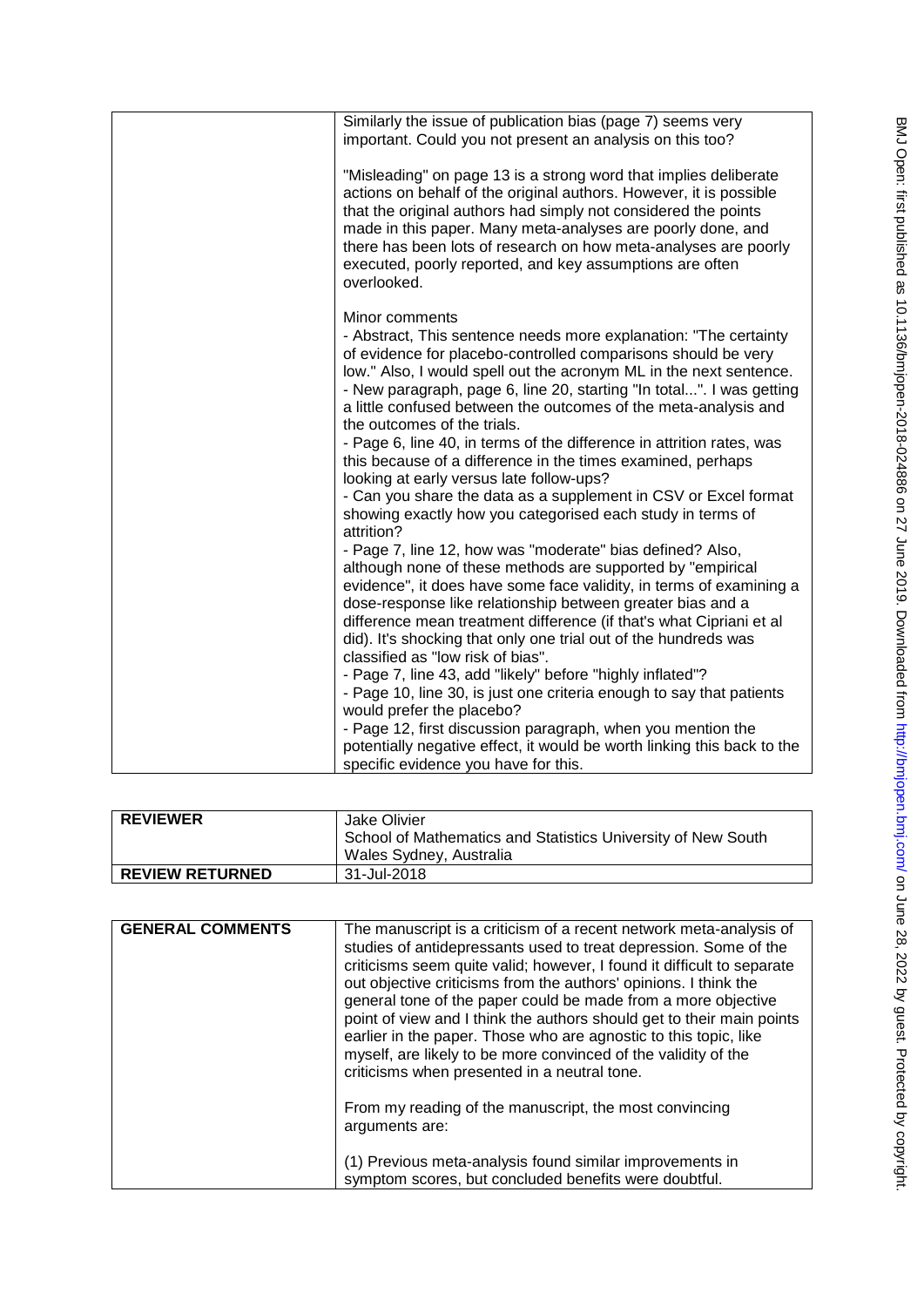| | |
|---|---|
| | Similarly the issue of publication bias (page 7) seems very important. Could you not present an analysis on this too?<br><br>"Misleading" on page 13 is a strong word that implies deliberate actions on behalf of the original authors. However, it is possible that the original authors had simply not considered the points made in this paper. Many meta-analyses are poorly done, and there has been lots of research on how meta-analyses are poorly executed, poorly reported, and key assumptions are often overlooked.<br><br>Minor comments<br>- Abstract, This sentence needs more explanation: "The certainty of evidence for placebo-controlled comparisons should be very low." Also, I would spell out the acronym ML in the next sentence.<br>- New paragraph, page 6, line 20, starting "In total...". I was getting a little confused between the outcomes of the meta-analysis and the outcomes of the trials.<br>- Page 6, line 40, in terms of the difference in attrition rates, was this because of a difference in the times examined, perhaps looking at early versus late follow-ups?<br>- Can you share the data as a supplement in CSV or Excel format showing exactly how you categorised each study in terms of attrition?<br>- Page 7, line 12, how was "moderate" bias defined? Also, although none of these methods are supported by "empirical evidence", it does have some face validity, in terms of examining a dose-response like relationship between greater bias and a difference mean treatment difference (if that's what Cipriani et al did). It's shocking that only one trial out of the hundreds was classified as "low risk of bias".<br>- Page 7, line 43, add "likely" before "highly inflated"?<br>- Page 10, line 30, is just one criteria enough to say that patients would prefer the placebo?<br>- Page 12, first discussion paragraph, when you mention the potentially negative effect, it would be worth linking this back to the specific evidence you have for this. |

| | |
|---|---|
| **REVIEWER** | Jake Olivier<br>School of Mathematics and Statistics University of New South Wales Sydney, Australia |
| **REVIEW RETURNED** | 31-Jul-2018 |

| | |
|---|---|
| **GENERAL COMMENTS** | The manuscript is a criticism of a recent network meta-analysis of studies of antidepressants used to treat depression. Some of the criticisms seem quite valid; however, I found it difficult to separate out objective criticisms from the authors' opinions. I think the general tone of the paper could be made from a more objective point of view and I think the authors should get to their main points earlier in the paper. Those who are agnostic to this topic, like myself, are likely to be more convinced of the validity of the criticisms when presented in a neutral tone.<br><br>From my reading of the manuscript, the most convincing arguments are:<br><br>(1) Previous meta-analysis found similar improvements in symptom scores, but concluded benefits were doubtful. |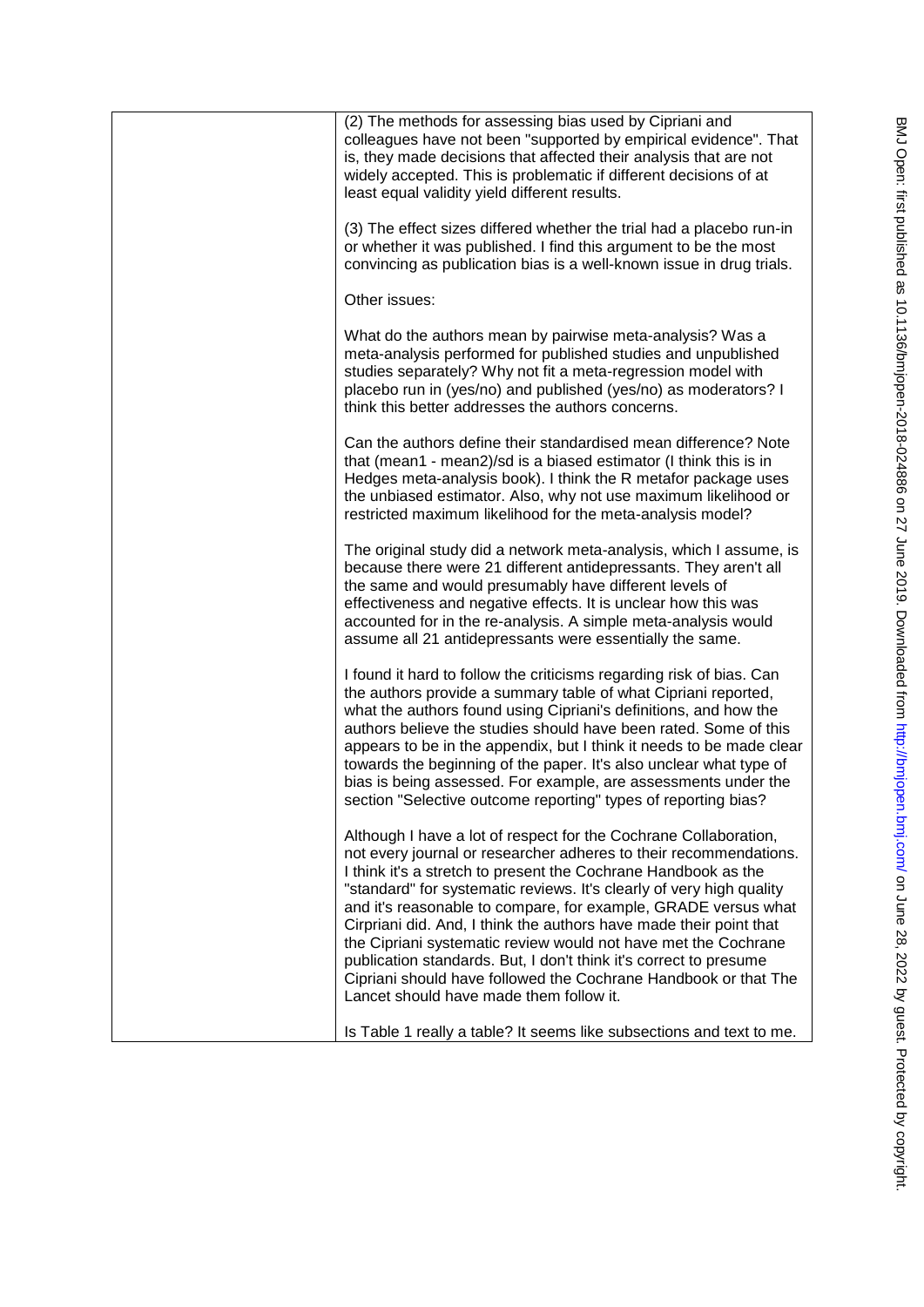(2) The methods for assessing bias used by Cipriani and colleagues have not been "supported by empirical evidence". That is, they made decisions that affected their analysis that are not widely accepted. This is problematic if different decisions of at least equal validity yield different results.

(3) The effect sizes differed whether the trial had a placebo run-in or whether it was published. I find this argument to be the most convincing as publication bias is a well-known issue in drug trials.

Other issues:

What do the authors mean by pairwise meta-analysis? Was a meta-analysis performed for published studies and unpublished studies separately? Why not fit a meta-regression model with placebo run in (yes/no) and published (yes/no) as moderators? I think this better addresses the authors concerns.

Can the authors define their standardised mean difference? Note that (mean1 - mean2)/sd is a biased estimator (I think this is in Hedges meta-analysis book). I think the R metafor package uses the unbiased estimator. Also, why not use maximum likelihood or restricted maximum likelihood for the meta-analysis model?

The original study did a network meta-analysis, which I assume, is because there were 21 different antidepressants. They aren't all the same and would presumably have different levels of effectiveness and negative effects. It is unclear how this was accounted for in the re-analysis. A simple meta-analysis would assume all 21 antidepressants were essentially the same.

I found it hard to follow the criticisms regarding risk of bias. Can the authors provide a summary table of what Cipriani reported, what the authors found using Cipriani's definitions, and how the authors believe the studies should have been rated. Some of this appears to be in the appendix, but I think it needs to be made clear towards the beginning of the paper. It's also unclear what type of bias is being assessed. For example, are assessments under the section "Selective outcome reporting" types of reporting bias?

Although I have a lot of respect for the Cochrane Collaboration, not every journal or researcher adheres to their recommendations. I think it's a stretch to present the Cochrane Handbook as the "standard" for systematic reviews. It's clearly of very high quality and it's reasonable to compare, for example, GRADE versus what Cirpriani did. And, I think the authors have made their point that the Cipriani systematic review would not have met the Cochrane publication standards. But, I don't think it's correct to presume Cipriani should have followed the Cochrane Handbook or that The Lancet should have made them follow it.

Is Table 1 really a table? It seems like subsections and text to me.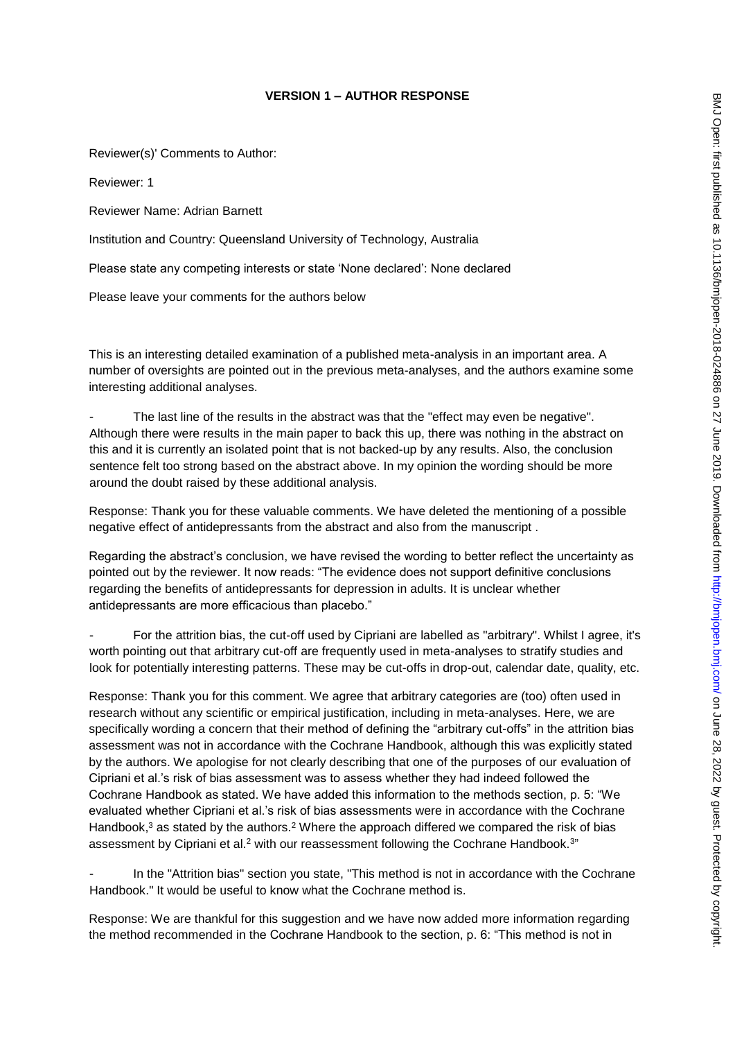**VERSION 1 – AUTHOR RESPONSE**

Reviewer(s)' Comments to Author:

Reviewer: 1

Reviewer Name: Adrian Barnett

Institution and Country: Queensland University of Technology, Australia

Please state any competing interests or state 'None declared': None declared

Please leave your comments for the authors below

This is an interesting detailed examination of a published meta-analysis in an important area. A number of oversights are pointed out in the previous meta-analyses, and the authors examine some interesting additional analyses.

- The last line of the results in the abstract was that the "effect may even be negative". Although there were results in the main paper to back this up, there was nothing in the abstract on this and it is currently an isolated point that is not backed-up by any results. Also, the conclusion sentence felt too strong based on the abstract above. In my opinion the wording should be more around the doubt raised by these additional analysis.

Response: Thank you for these valuable comments. We have deleted the mentioning of a possible negative effect of antidepressants from the abstract and also from the manuscript .

Regarding the abstract's conclusion, we have revised the wording to better reflect the uncertainty as pointed out by the reviewer. It now reads: "The evidence does not support definitive conclusions regarding the benefits of antidepressants for depression in adults. It is unclear whether antidepressants are more efficacious than placebo."

- For the attrition bias, the cut-off used by Cipriani are labelled as "arbitrary". Whilst I agree, it's worth pointing out that arbitrary cut-off are frequently used in meta-analyses to stratify studies and look for potentially interesting patterns. These may be cut-offs in drop-out, calendar date, quality, etc.

Response: Thank you for this comment. We agree that arbitrary categories are (too) often used in research without any scientific or empirical justification, including in meta-analyses. Here, we are specifically wording a concern that their method of defining the "arbitrary cut-offs" in the attrition bias assessment was not in accordance with the Cochrane Handbook, although this was explicitly stated by the authors. We apologise for not clearly describing that one of the purposes of our evaluation of Cipriani et al.'s risk of bias assessment was to assess whether they had indeed followed the Cochrane Handbook as stated. We have added this information to the methods section, p. 5: "We evaluated whether Cipriani et al.'s risk of bias assessments were in accordance with the Cochrane Handbook,[3] as stated by the authors.[2] Where the approach differed we compared the risk of bias assessment by Cipriani et al.[2] with our reassessment following the Cochrane Handbook.[3]"

- In the "Attrition bias" section you state, "This method is not in accordance with the Cochrane Handbook." It would be useful to know what the Cochrane method is.

Response: We are thankful for this suggestion and we have now added more information regarding the method recommended in the Cochrane Handbook to the section, p. 6: "This method is not in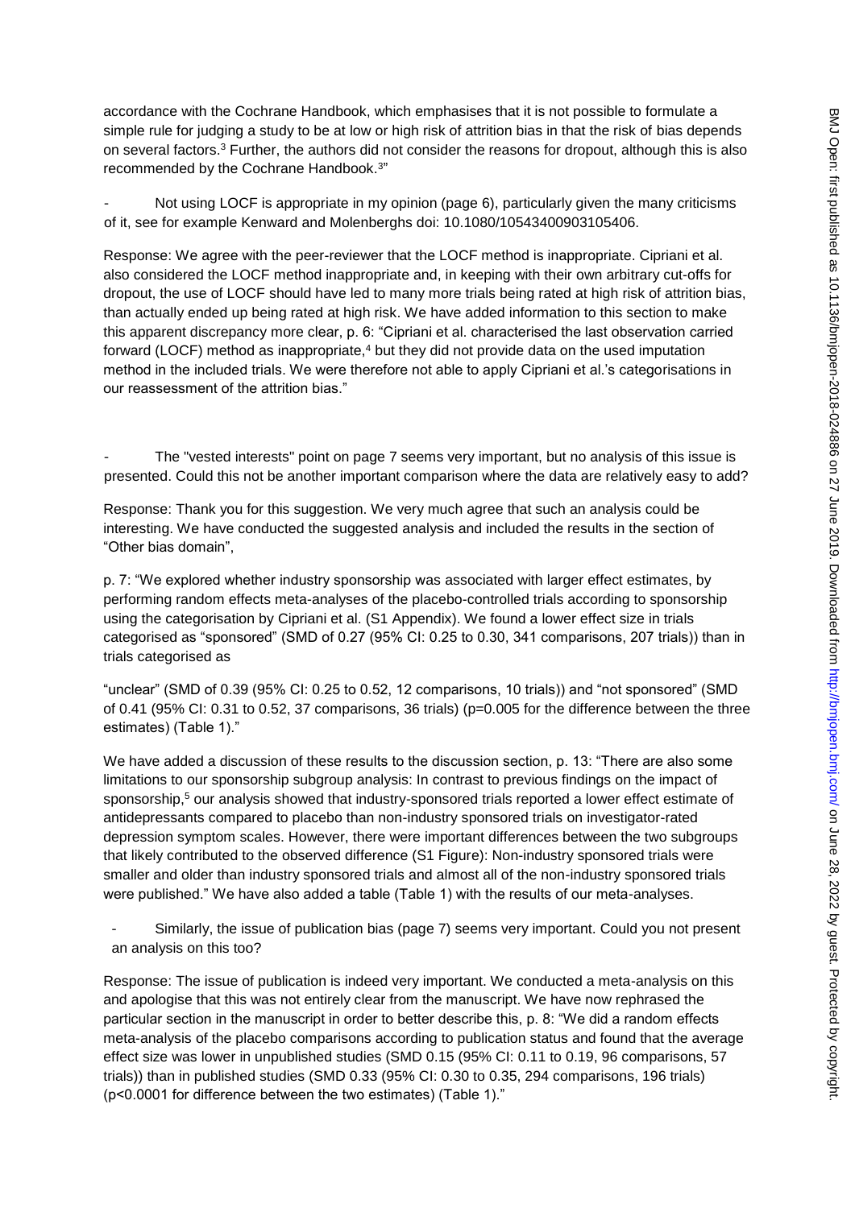accordance with the Cochrane Handbook, which emphasises that it is not possible to formulate a simple rule for judging a study to be at low or high risk of attrition bias in that the risk of bias depends on several factors.[3] Further, the authors did not consider the reasons for dropout, although this is also recommended by the Cochrane Handbook.[3]"

- Not using LOCF is appropriate in my opinion (page 6), particularly given the many criticisms of it, see for example Kenward and Molenberghs doi: 10.1080/10543400903105406.

Response: We agree with the peer-reviewer that the LOCF method is inappropriate. Cipriani et al. also considered the LOCF method inappropriate and, in keeping with their own arbitrary cut-offs for dropout, the use of LOCF should have led to many more trials being rated at high risk of attrition bias, than actually ended up being rated at high risk. We have added information to this section to make this apparent discrepancy more clear, p. 6: "Cipriani et al. characterised the last observation carried forward (LOCF) method as inappropriate,[4] but they did not provide data on the used imputation method in the included trials. We were therefore not able to apply Cipriani et al.'s categorisations in our reassessment of the attrition bias."

- The "vested interests" point on page 7 seems very important, but no analysis of this issue is presented. Could this not be another important comparison where the data are relatively easy to add?

Response: Thank you for this suggestion. We very much agree that such an analysis could be interesting. We have conducted the suggested analysis and included the results in the section of "Other bias domain",

p. 7: "We explored whether industry sponsorship was associated with larger effect estimates, by performing random effects meta-analyses of the placebo-controlled trials according to sponsorship using the categorisation by Cipriani et al. (S1 Appendix). We found a lower effect size in trials categorised as "sponsored" (SMD of 0.27 (95% CI: 0.25 to 0.30, 341 comparisons, 207 trials)) than in trials categorised as

"unclear" (SMD of 0.39 (95% CI: 0.25 to 0.52, 12 comparisons, 10 trials)) and "not sponsored" (SMD of 0.41 (95% CI: 0.31 to 0.52, 37 comparisons, 36 trials) (p=0.005 for the difference between the three estimates) (Table 1)."

We have added a discussion of these results to the discussion section, p. 13: "There are also some limitations to our sponsorship subgroup analysis: In contrast to previous findings on the impact of sponsorship,[5] our analysis showed that industry-sponsored trials reported a lower effect estimate of antidepressants compared to placebo than non-industry sponsored trials on investigator-rated depression symptom scales. However, there were important differences between the two subgroups that likely contributed to the observed difference (S1 Figure): Non-industry sponsored trials were smaller and older than industry sponsored trials and almost all of the non-industry sponsored trials were published." We have also added a table (Table 1) with the results of our meta-analyses.

- Similarly, the issue of publication bias (page 7) seems very important. Could you not present an analysis on this too?

Response: The issue of publication is indeed very important. We conducted a meta-analysis on this and apologise that this was not entirely clear from the manuscript. We have now rephrased the particular section in the manuscript in order to better describe this, p. 8: "We did a random effects meta-analysis of the placebo comparisons according to publication status and found that the average effect size was lower in unpublished studies (SMD 0.15 (95% CI: 0.11 to 0.19, 96 comparisons, 57 trials)) than in published studies (SMD 0.33 (95% CI: 0.30 to 0.35, 294 comparisons, 196 trials) (p<0.0001 for difference between the two estimates) (Table 1)."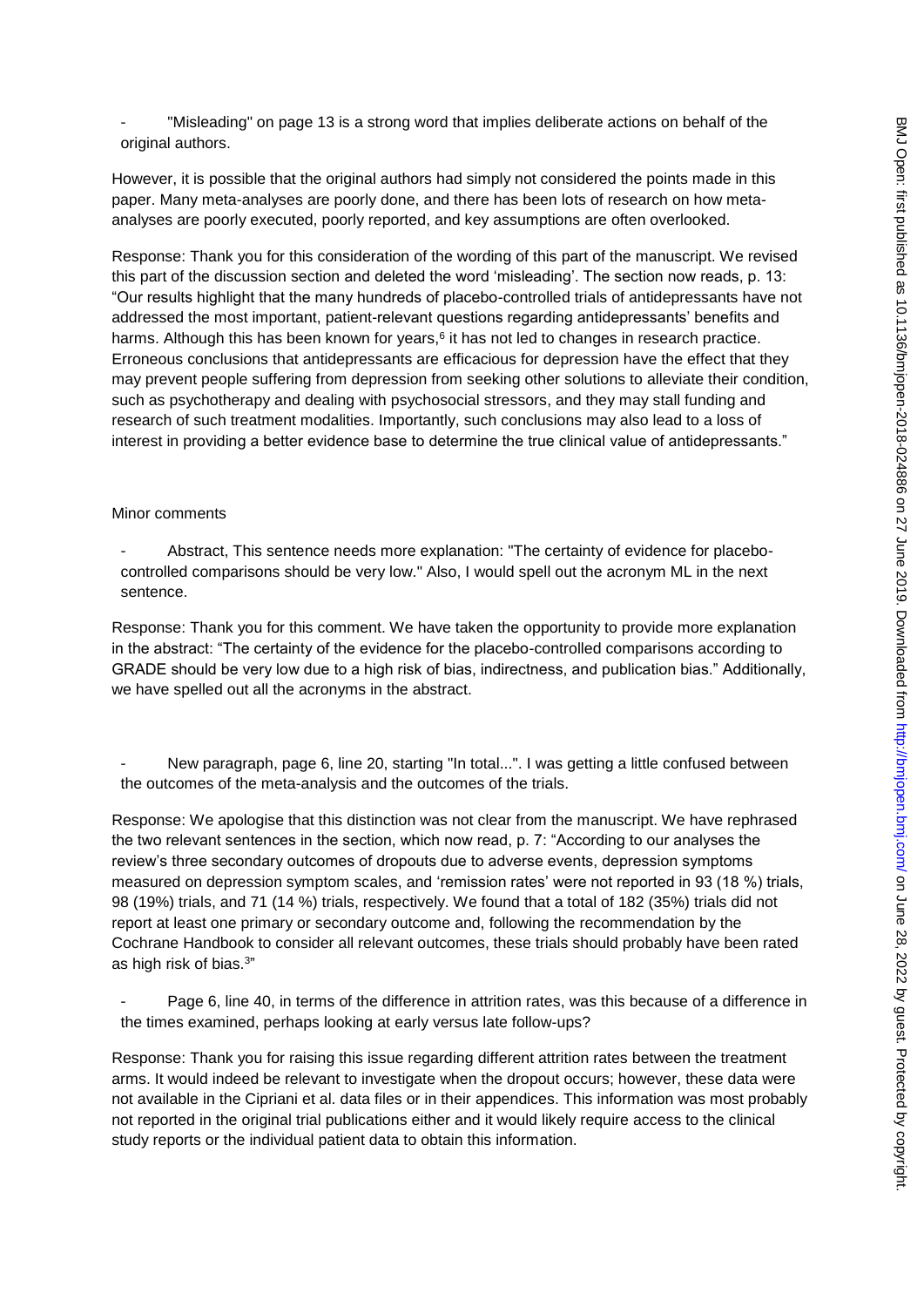- "Misleading" on page 13 is a strong word that implies deliberate actions on behalf of the original authors.

However, it is possible that the original authors had simply not considered the points made in this paper. Many meta-analyses are poorly done, and there has been lots of research on how meta-analyses are poorly executed, poorly reported, and key assumptions are often overlooked.

Response: Thank you for this consideration of the wording of this part of the manuscript. We revised this part of the discussion section and deleted the word 'misleading'. The section now reads, p. 13: "Our results highlight that the many hundreds of placebo-controlled trials of antidepressants have not addressed the most important, patient-relevant questions regarding antidepressants' benefits and harms. Although this has been known for years,[6] it has not led to changes in research practice. Erroneous conclusions that antidepressants are efficacious for depression have the effect that they may prevent people suffering from depression from seeking other solutions to alleviate their condition, such as psychotherapy and dealing with psychosocial stressors, and they may stall funding and research of such treatment modalities. Importantly, such conclusions may also lead to a loss of interest in providing a better evidence base to determine the true clinical value of antidepressants."

Minor comments

- Abstract, This sentence needs more explanation: "The certainty of evidence for placebo-controlled comparisons should be very low." Also, I would spell out the acronym ML in the next sentence.

Response: Thank you for this comment. We have taken the opportunity to provide more explanation in the abstract: "The certainty of the evidence for the placebo-controlled comparisons according to GRADE should be very low due to a high risk of bias, indirectness, and publication bias." Additionally, we have spelled out all the acronyms in the abstract.

- New paragraph, page 6, line 20, starting "In total...". I was getting a little confused between the outcomes of the meta-analysis and the outcomes of the trials.

Response: We apologise that this distinction was not clear from the manuscript. We have rephrased the two relevant sentences in the section, which now read, p. 7: "According to our analyses the review's three secondary outcomes of dropouts due to adverse events, depression symptoms measured on depression symptom scales, and 'remission rates' were not reported in 93 (18 %) trials, 98 (19%) trials, and 71 (14 %) trials, respectively. We found that a total of 182 (35%) trials did not report at least one primary or secondary outcome and, following the recommendation by the Cochrane Handbook to consider all relevant outcomes, these trials should probably have been rated as high risk of bias.[3]"

- Page 6, line 40, in terms of the difference in attrition rates, was this because of a difference in the times examined, perhaps looking at early versus late follow-ups?

Response: Thank you for raising this issue regarding different attrition rates between the treatment arms. It would indeed be relevant to investigate when the dropout occurs; however, these data were not available in the Cipriani et al. data files or in their appendices. This information was most probably not reported in the original trial publications either and it would likely require access to the clinical study reports or the individual patient data to obtain this information.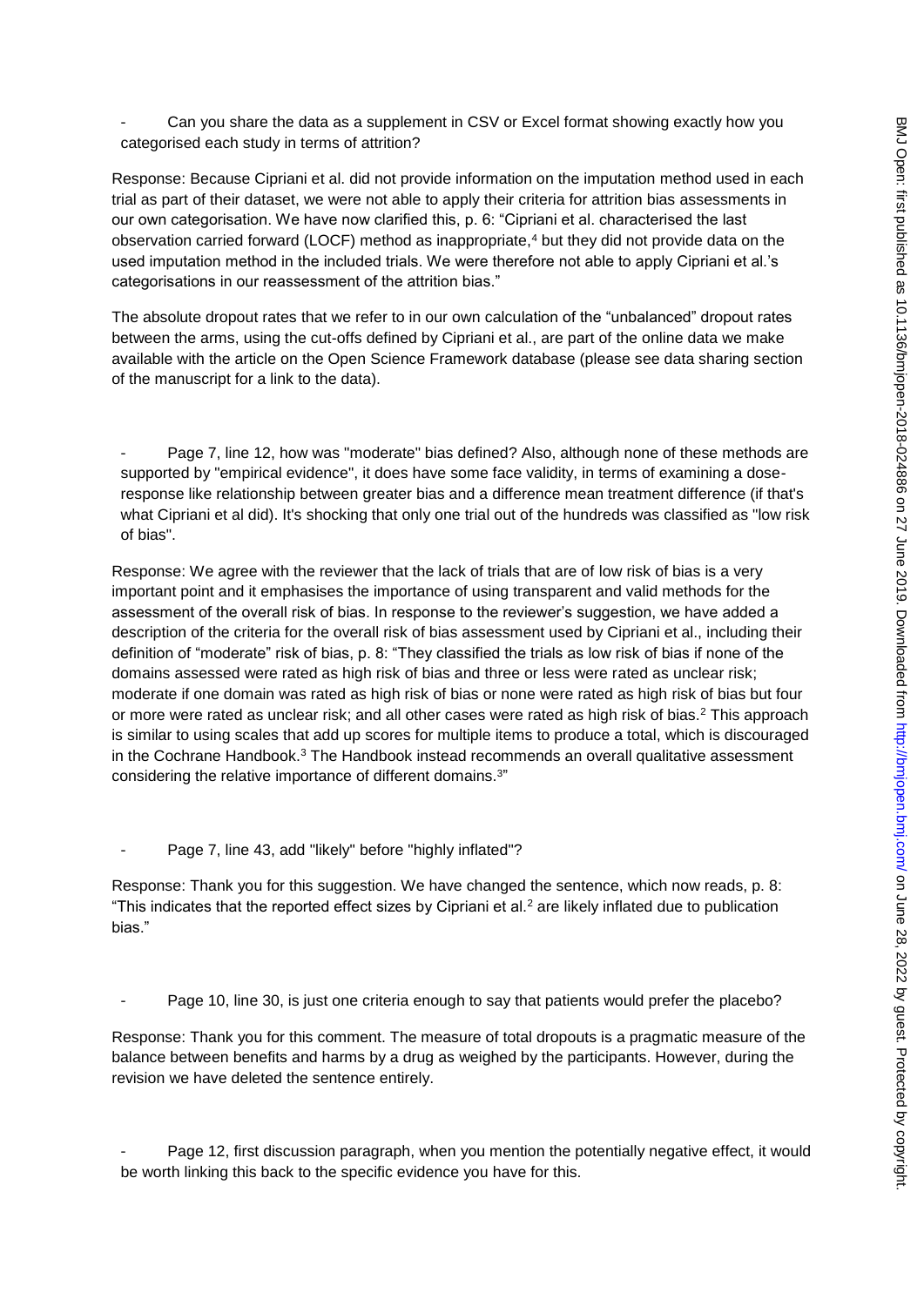- Can you share the data as a supplement in CSV or Excel format showing exactly how you categorised each study in terms of attrition?

Response: Because Cipriani et al. did not provide information on the imputation method used in each trial as part of their dataset, we were not able to apply their criteria for attrition bias assessments in our own categorisation. We have now clarified this, p. 6: "Cipriani et al. characterised the last observation carried forward (LOCF) method as inappropriate,[4] but they did not provide data on the used imputation method in the included trials. We were therefore not able to apply Cipriani et al.'s categorisations in our reassessment of the attrition bias."

The absolute dropout rates that we refer to in our own calculation of the "unbalanced" dropout rates between the arms, using the cut-offs defined by Cipriani et al., are part of the online data we make available with the article on the Open Science Framework database (please see data sharing section of the manuscript for a link to the data).

- Page 7, line 12, how was "moderate" bias defined? Also, although none of these methods are supported by "empirical evidence", it does have some face validity, in terms of examining a dose-response like relationship between greater bias and a difference mean treatment difference (if that's what Cipriani et al did). It's shocking that only one trial out of the hundreds was classified as "low risk of bias".

Response: We agree with the reviewer that the lack of trials that are of low risk of bias is a very important point and it emphasises the importance of using transparent and valid methods for the assessment of the overall risk of bias. In response to the reviewer's suggestion, we have added a description of the criteria for the overall risk of bias assessment used by Cipriani et al., including their definition of "moderate" risk of bias, p. 8: "They classified the trials as low risk of bias if none of the domains assessed were rated as high risk of bias and three or less were rated as unclear risk; moderate if one domain was rated as high risk of bias or none were rated as high risk of bias but four or more were rated as unclear risk; and all other cases were rated as high risk of bias.[2] This approach is similar to using scales that add up scores for multiple items to produce a total, which is discouraged in the Cochrane Handbook.[3] The Handbook instead recommends an overall qualitative assessment considering the relative importance of different domains.[3]"

- Page 7, line 43, add "likely" before "highly inflated"?

Response: Thank you for this suggestion. We have changed the sentence, which now reads, p. 8: "This indicates that the reported effect sizes by Cipriani et al.[2] are likely inflated due to publication bias."

- Page 10, line 30, is just one criteria enough to say that patients would prefer the placebo?

Response: Thank you for this comment. The measure of total dropouts is a pragmatic measure of the balance between benefits and harms by a drug as weighed by the participants. However, during the revision we have deleted the sentence entirely.

- Page 12, first discussion paragraph, when you mention the potentially negative effect, it would be worth linking this back to the specific evidence you have for this.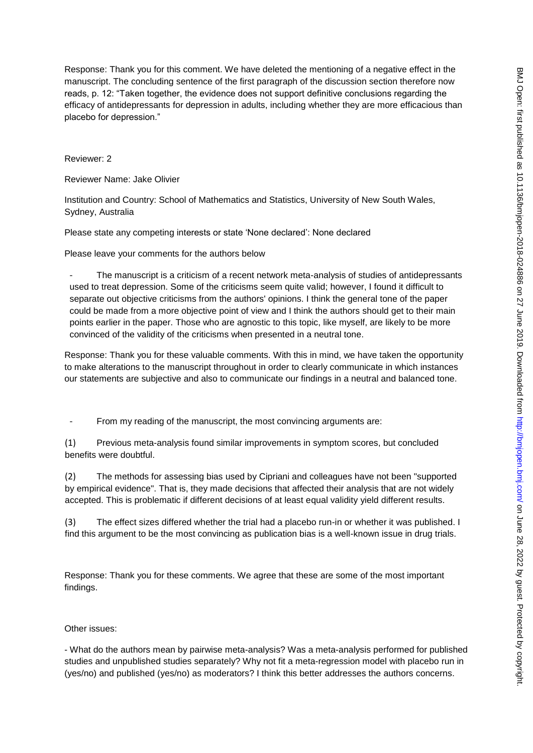Response: Thank you for this comment. We have deleted the mentioning of a negative effect in the manuscript. The concluding sentence of the first paragraph of the discussion section therefore now reads, p. 12: "Taken together, the evidence does not support definitive conclusions regarding the efficacy of antidepressants for depression in adults, including whether they are more efficacious than placebo for depression."

Reviewer: 2

Reviewer Name: Jake Olivier

Institution and Country: School of Mathematics and Statistics, University of New South Wales, Sydney, Australia

Please state any competing interests or state 'None declared': None declared

Please leave your comments for the authors below

- The manuscript is a criticism of a recent network meta-analysis of studies of antidepressants used to treat depression. Some of the criticisms seem quite valid; however, I found it difficult to separate out objective criticisms from the authors' opinions. I think the general tone of the paper could be made from a more objective point of view and I think the authors should get to their main points earlier in the paper. Those who are agnostic to this topic, like myself, are likely to be more convinced of the validity of the criticisms when presented in a neutral tone.

Response: Thank you for these valuable comments. With this in mind, we have taken the opportunity to make alterations to the manuscript throughout in order to clearly communicate in which instances our statements are subjective and also to communicate our findings in a neutral and balanced tone.

- From my reading of the manuscript, the most convincing arguments are:

(1) Previous meta-analysis found similar improvements in symptom scores, but concluded benefits were doubtful.

(2) The methods for assessing bias used by Cipriani and colleagues have not been "supported by empirical evidence". That is, they made decisions that affected their analysis that are not widely accepted. This is problematic if different decisions of at least equal validity yield different results.

(3) The effect sizes differed whether the trial had a placebo run-in or whether it was published. I find this argument to be the most convincing as publication bias is a well-known issue in drug trials.

Response: Thank you for these comments. We agree that these are some of the most important findings.

Other issues:

- What do the authors mean by pairwise meta-analysis? Was a meta-analysis performed for published studies and unpublished studies separately? Why not fit a meta-regression model with placebo run in (yes/no) and published (yes/no) as moderators? I think this better addresses the authors concerns.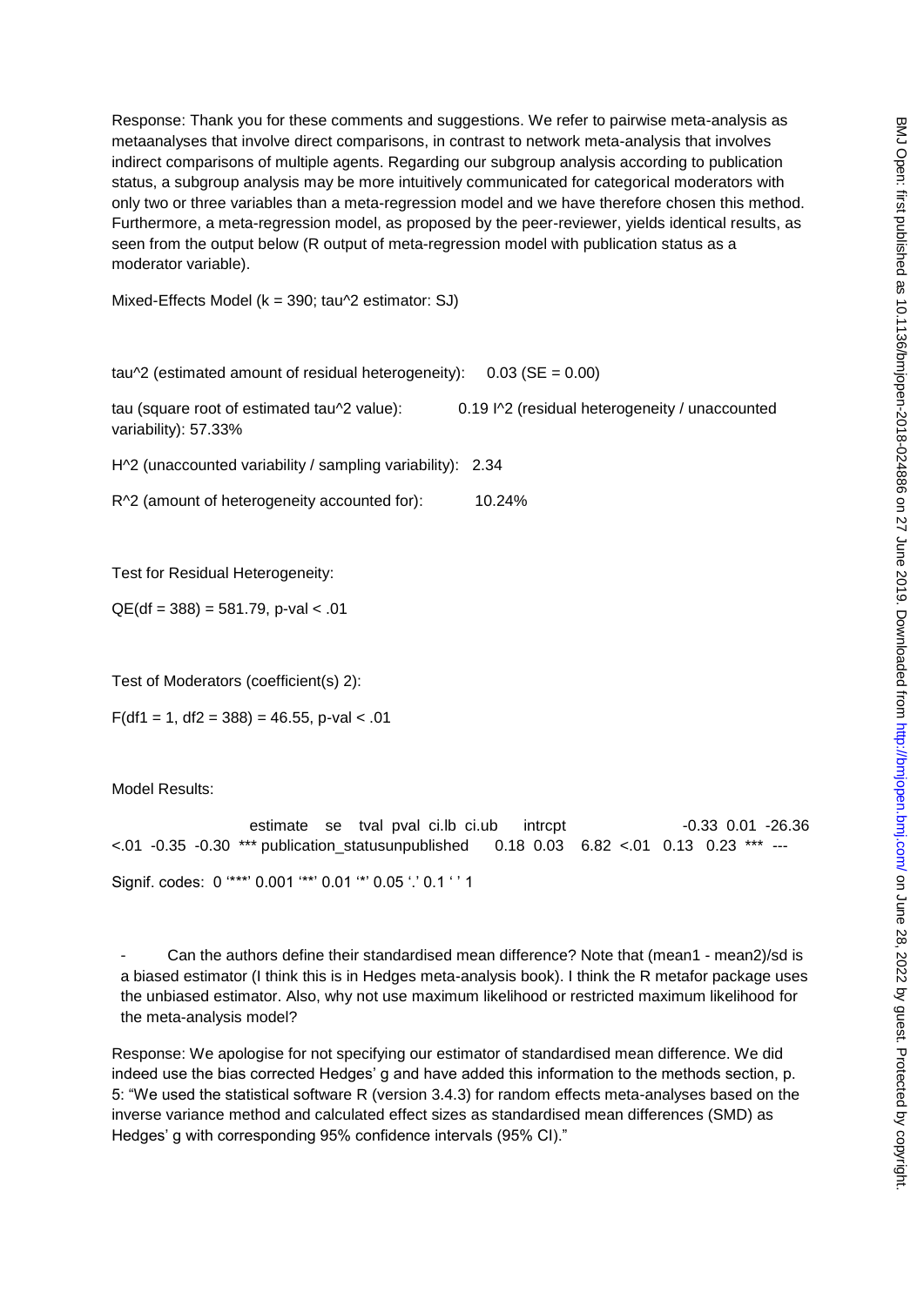Response: Thank you for these comments and suggestions. We refer to pairwise meta-analysis as metaanalyses that involve direct comparisons, in contrast to network meta-analysis that involves indirect comparisons of multiple agents. Regarding our subgroup analysis according to publication status, a subgroup analysis may be more intuitively communicated for categorical moderators with only two or three variables than a meta-regression model and we have therefore chosen this method. Furthermore, a meta-regression model, as proposed by the peer-reviewer, yields identical results, as seen from the output below (R output of meta-regression model with publication status as a moderator variable).

Mixed-Effects Model (k = 390; tau^2 estimator: SJ)

tau^2 (estimated amount of residual heterogeneity):     0.03 (SE = 0.00)

tau (square root of estimated tau^2 value):             0.19 I^2 (residual heterogeneity / unaccounted variability): 57.33%

H^2 (unaccounted variability / sampling variability):   2.34

R^2 (amount of heterogeneity accounted for):            10.24%

Test for Residual Heterogeneity:

QE(df = 388) = 581.79, p-val < .01

Test of Moderators (coefficient(s) 2):

F(df1 = 1, df2 = 388) = 46.55, p-val < .01

Model Results:

estimate se tval pval ci.lb ci.ub intrcpt -0.33 0.01 -26.36 <.01 -0.35 -0.30 *** publication_statusunpublished 0.18 0.03 6.82 <.01 0.13 0.23 *** ---

Signif. codes: 0 '***' 0.001 '**' 0.01 '*' 0.05 '.' 0.1 ' ' 1

- Can the authors define their standardised mean difference? Note that (mean1 - mean2)/sd is a biased estimator (I think this is in Hedges meta-analysis book). I think the R metafor package uses the unbiased estimator. Also, why not use maximum likelihood or restricted maximum likelihood for the meta-analysis model?

Response: We apologise for not specifying our estimator of standardised mean difference. We did indeed use the bias corrected Hedges' g and have added this information to the methods section, p. 5: "We used the statistical software R (version 3.4.3) for random effects meta-analyses based on the inverse variance method and calculated effect sizes as standardised mean differences (SMD) as Hedges' g with corresponding 95% confidence intervals (95% CI)."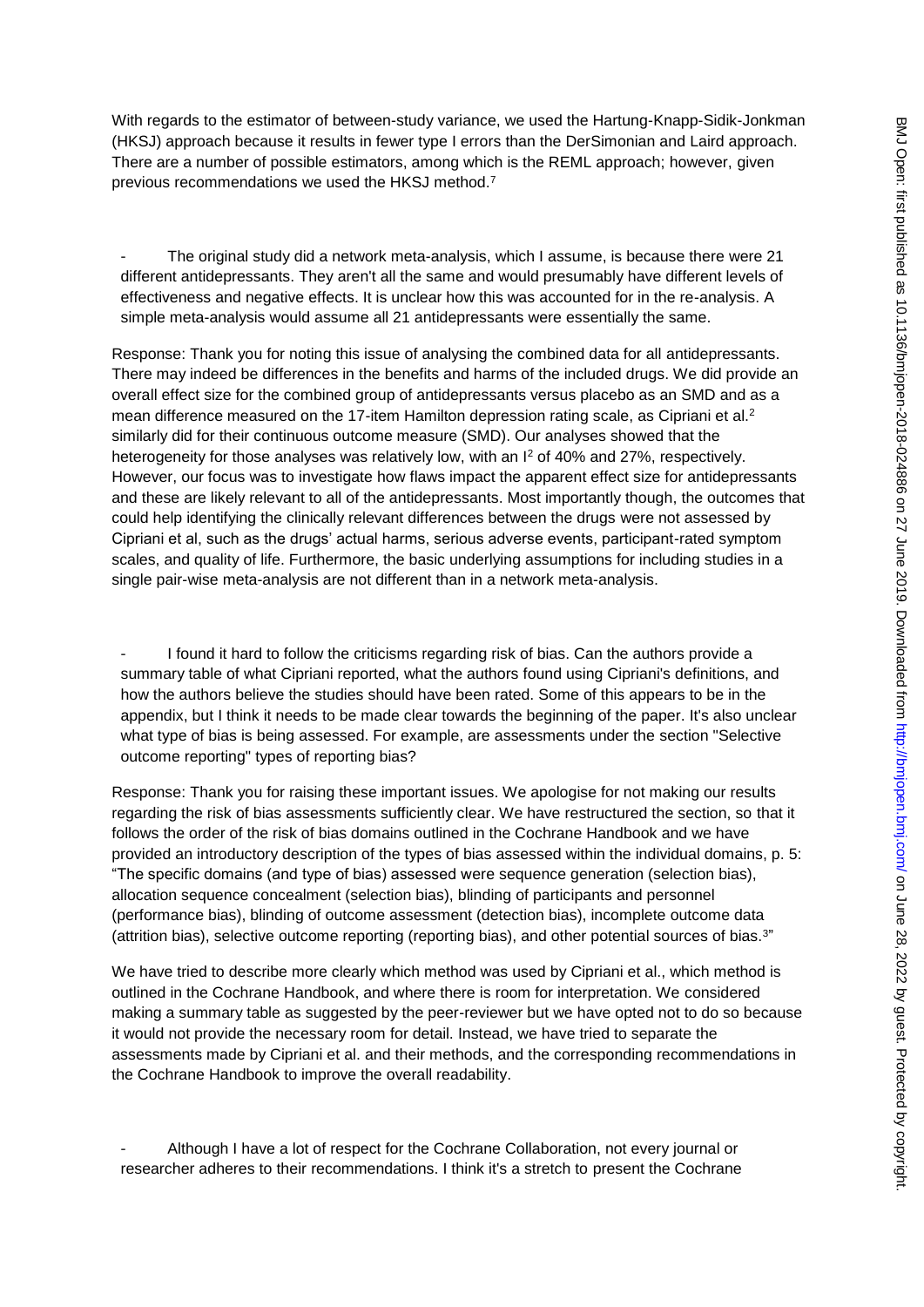With regards to the estimator of between-study variance, we used the Hartung-Knapp-Sidik-Jonkman (HKSJ) approach because it results in fewer type I errors than the DerSimonian and Laird approach. There are a number of possible estimators, among which is the REML approach; however, given previous recommendations we used the HKSJ method.[7]

- The original study did a network meta-analysis, which I assume, is because there were 21 different antidepressants. They aren't all the same and would presumably have different levels of effectiveness and negative effects. It is unclear how this was accounted for in the re-analysis. A simple meta-analysis would assume all 21 antidepressants were essentially the same.

Response: Thank you for noting this issue of analysing the combined data for all antidepressants. There may indeed be differences in the benefits and harms of the included drugs. We did provide an overall effect size for the combined group of antidepressants versus placebo as an SMD and as a mean difference measured on the 17-item Hamilton depression rating scale, as Cipriani et al.[2] similarly did for their continuous outcome measure (SMD). Our analyses showed that the heterogeneity for those analyses was relatively low, with an $I^2$ of 40% and 27%, respectively. However, our focus was to investigate how flaws impact the apparent effect size for antidepressants and these are likely relevant to all of the antidepressants. Most importantly though, the outcomes that could help identifying the clinically relevant differences between the drugs were not assessed by Cipriani et al, such as the drugs' actual harms, serious adverse events, participant-rated symptom scales, and quality of life. Furthermore, the basic underlying assumptions for including studies in a single pair-wise meta-analysis are not different than in a network meta-analysis.

- I found it hard to follow the criticisms regarding risk of bias. Can the authors provide a summary table of what Cipriani reported, what the authors found using Cipriani's definitions, and how the authors believe the studies should have been rated. Some of this appears to be in the appendix, but I think it needs to be made clear towards the beginning of the paper. It's also unclear what type of bias is being assessed. For example, are assessments under the section "Selective outcome reporting" types of reporting bias?

Response: Thank you for raising these important issues. We apologise for not making our results regarding the risk of bias assessments sufficiently clear. We have restructured the section, so that it follows the order of the risk of bias domains outlined in the Cochrane Handbook and we have provided an introductory description of the types of bias assessed within the individual domains, p. 5: "The specific domains (and type of bias) assessed were sequence generation (selection bias), allocation sequence concealment (selection bias), blinding of participants and personnel (performance bias), blinding of outcome assessment (detection bias), incomplete outcome data (attrition bias), selective outcome reporting (reporting bias), and other potential sources of bias.[3]"

We have tried to describe more clearly which method was used by Cipriani et al., which method is outlined in the Cochrane Handbook, and where there is room for interpretation. We considered making a summary table as suggested by the peer-reviewer but we have opted not to do so because it would not provide the necessary room for detail. Instead, we have tried to separate the assessments made by Cipriani et al. and their methods, and the corresponding recommendations in the Cochrane Handbook to improve the overall readability.

- Although I have a lot of respect for the Cochrane Collaboration, not every journal or researcher adheres to their recommendations. I think it's a stretch to present the Cochrane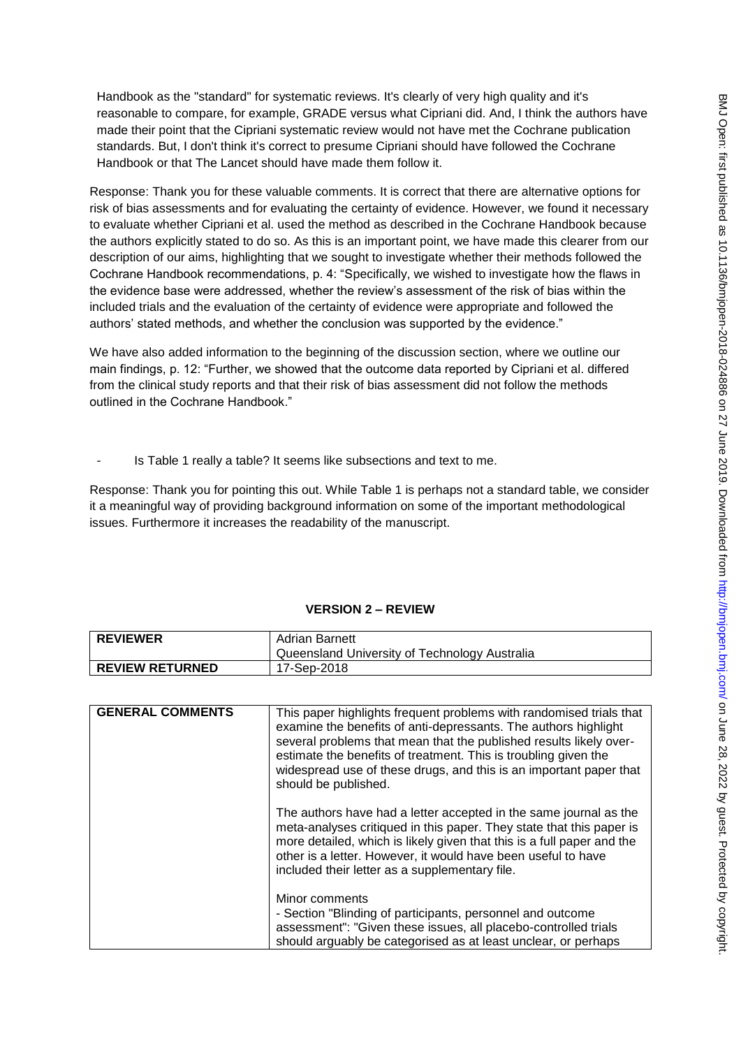Handbook as the "standard" for systematic reviews. It's clearly of very high quality and it's reasonable to compare, for example, GRADE versus what Cipriani did. And, I think the authors have made their point that the Cipriani systematic review would not have met the Cochrane publication standards. But, I don't think it's correct to presume Cipriani should have followed the Cochrane Handbook or that The Lancet should have made them follow it.

Response: Thank you for these valuable comments. It is correct that there are alternative options for risk of bias assessments and for evaluating the certainty of evidence. However, we found it necessary to evaluate whether Cipriani et al. used the method as described in the Cochrane Handbook because the authors explicitly stated to do so. As this is an important point, we have made this clearer from our description of our aims, highlighting that we sought to investigate whether their methods followed the Cochrane Handbook recommendations, p. 4: "Specifically, we wished to investigate how the flaws in the evidence base were addressed, whether the review's assessment of the risk of bias within the included trials and the evaluation of the certainty of evidence were appropriate and followed the authors' stated methods, and whether the conclusion was supported by the evidence."

We have also added information to the beginning of the discussion section, where we outline our main findings, p. 12: "Further, we showed that the outcome data reported by Cipriani et al. differed from the clinical study reports and that their risk of bias assessment did not follow the methods outlined in the Cochrane Handbook."

- Is Table 1 really a table? It seems like subsections and text to me.

Response: Thank you for pointing this out. While Table 1 is perhaps not a standard table, we consider it a meaningful way of providing background information on some of the important methodological issues. Furthermore it increases the readability of the manuscript.

## VERSION 2 – REVIEW

| | |
|---|---|
| **REVIEWER** | Adrian Barnett<br>Queensland University of Technology Australia |
| **REVIEW RETURNED** | 17-Sep-2018 |

| | |
|---|---|
| **GENERAL COMMENTS** | This paper highlights frequent problems with randomised trials that examine the benefits of anti-depressants. The authors highlight several problems that mean that the published results likely over-estimate the benefits of treatment. This is troubling given the widespread use of these drugs, and this is an important paper that should be published.<br><br>The authors have had a letter accepted in the same journal as the meta-analyses critiqued in this paper. They state that this paper is more detailed, which is likely given that this is a full paper and the other is a letter. However, it would have been useful to have included their letter as a supplementary file.<br><br>Minor comments<br>- Section "Blinding of participants, personnel and outcome assessment": "Given these issues, all placebo-controlled trials should arguably be categorised as at least unclear, or perhaps |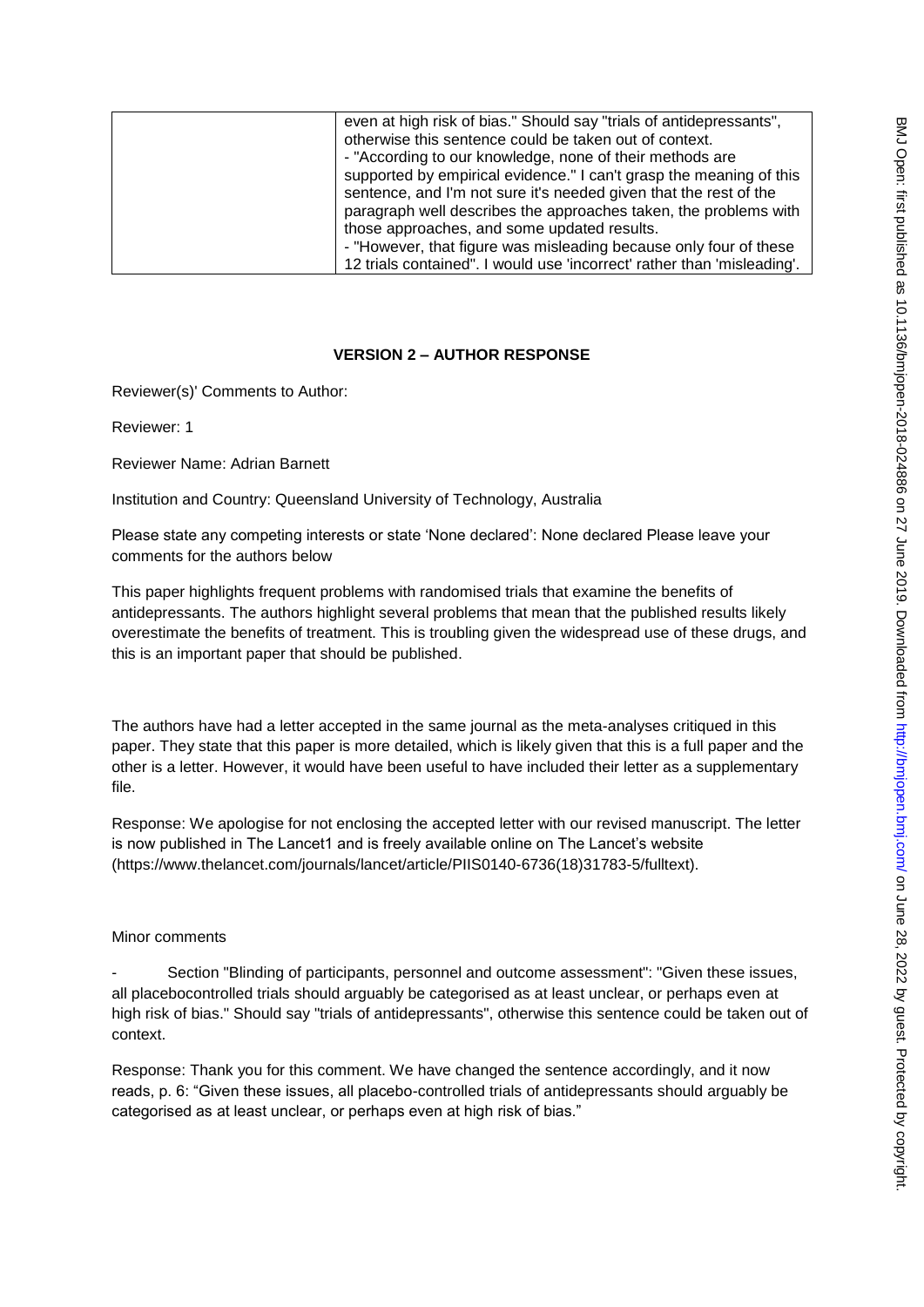| | even at high risk of bias." Should say "trials of antidepressants", otherwise this sentence could be taken out of context.<br>- "According to our knowledge, none of their methods are supported by empirical evidence." I can't grasp the meaning of this sentence, and I'm not sure it's needed given that the rest of the paragraph well describes the approaches taken, the problems with those approaches, and some updated results.<br>- "However, that figure was misleading because only four of these 12 trials contained". I would use 'incorrect' rather than 'misleading'. |
|---|---|

**VERSION 2 – AUTHOR RESPONSE**

Reviewer(s)' Comments to Author:

Reviewer: 1

Reviewer Name: Adrian Barnett

Institution and Country: Queensland University of Technology, Australia

Please state any competing interests or state 'None declared': None declared Please leave your comments for the authors below

This paper highlights frequent problems with randomised trials that examine the benefits of antidepressants. The authors highlight several problems that mean that the published results likely overestimate the benefits of treatment. This is troubling given the widespread use of these drugs, and this is an important paper that should be published.

The authors have had a letter accepted in the same journal as the meta-analyses critiqued in this paper. They state that this paper is more detailed, which is likely given that this is a full paper and the other is a letter. However, it would have been useful to have included their letter as a supplementary file.

Response: We apologise for not enclosing the accepted letter with our revised manuscript. The letter is now published in The Lancet[1] and is freely available online on The Lancet's website (https://www.thelancet.com/journals/lancet/article/PIIS0140-6736(18)31783-5/fulltext).

Minor comments

- Section "Blinding of participants, personnel and outcome assessment": "Given these issues, all placebocontrolled trials should arguably be categorised as at least unclear, or perhaps even at high risk of bias." Should say "trials of antidepressants", otherwise this sentence could be taken out of context.

Response: Thank you for this comment. We have changed the sentence accordingly, and it now reads, p. 6: "Given these issues, all placebo-controlled trials of antidepressants should arguably be categorised as at least unclear, or perhaps even at high risk of bias."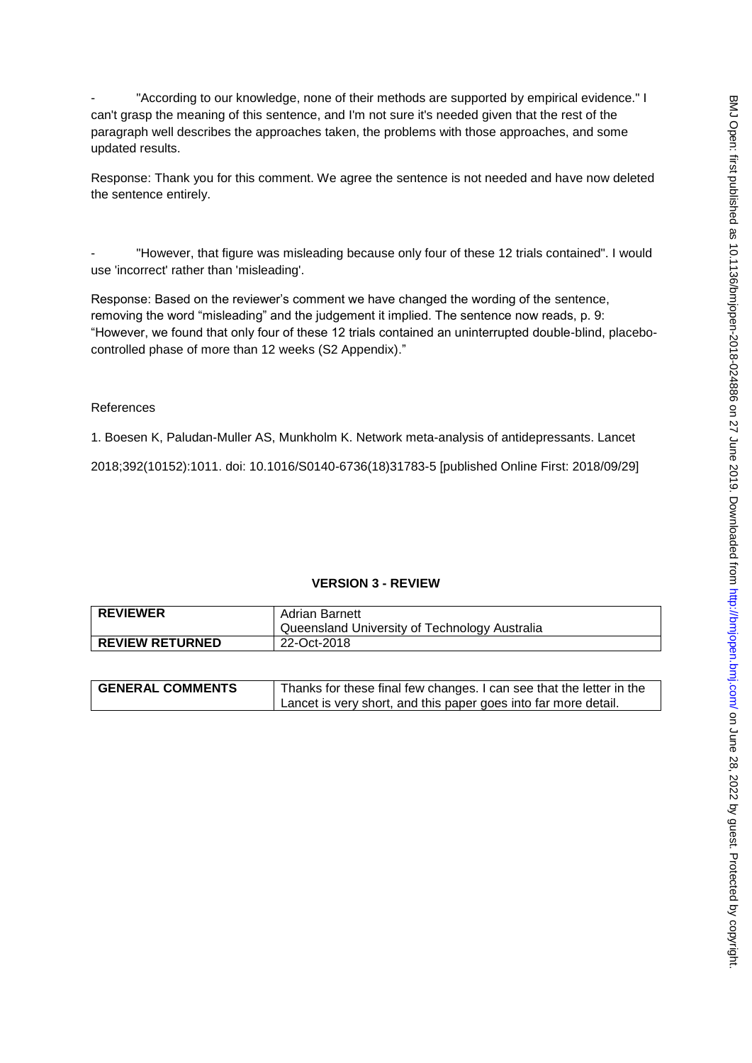- "According to our knowledge, none of their methods are supported by empirical evidence." I can't grasp the meaning of this sentence, and I'm not sure it's needed given that the rest of the paragraph well describes the approaches taken, the problems with those approaches, and some updated results.

Response: Thank you for this comment. We agree the sentence is not needed and have now deleted the sentence entirely.

- "However, that figure was misleading because only four of these 12 trials contained". I would use 'incorrect' rather than 'misleading'.

Response: Based on the reviewer's comment we have changed the wording of the sentence, removing the word "misleading" and the judgement it implied. The sentence now reads, p. 9: "However, we found that only four of these 12 trials contained an uninterrupted double-blind, placebo-controlled phase of more than 12 weeks (S2 Appendix)."

References

1. Boesen K, Paludan-Muller AS, Munkholm K. Network meta-analysis of antidepressants. Lancet 2018;392(10152):1011. doi: 10.1016/S0140-6736(18)31783-5 [published Online First: 2018/09/29]

### VERSION 3 - REVIEW

| | |
|---|---|
| **REVIEWER** | Adrian Barnett<br>Queensland University of Technology Australia |
| **REVIEW RETURNED** | 22-Oct-2018 |

| | |
|---|---|
| **GENERAL COMMENTS** | Thanks for these final few changes. I can see that the letter in the Lancet is very short, and this paper goes into far more detail. |